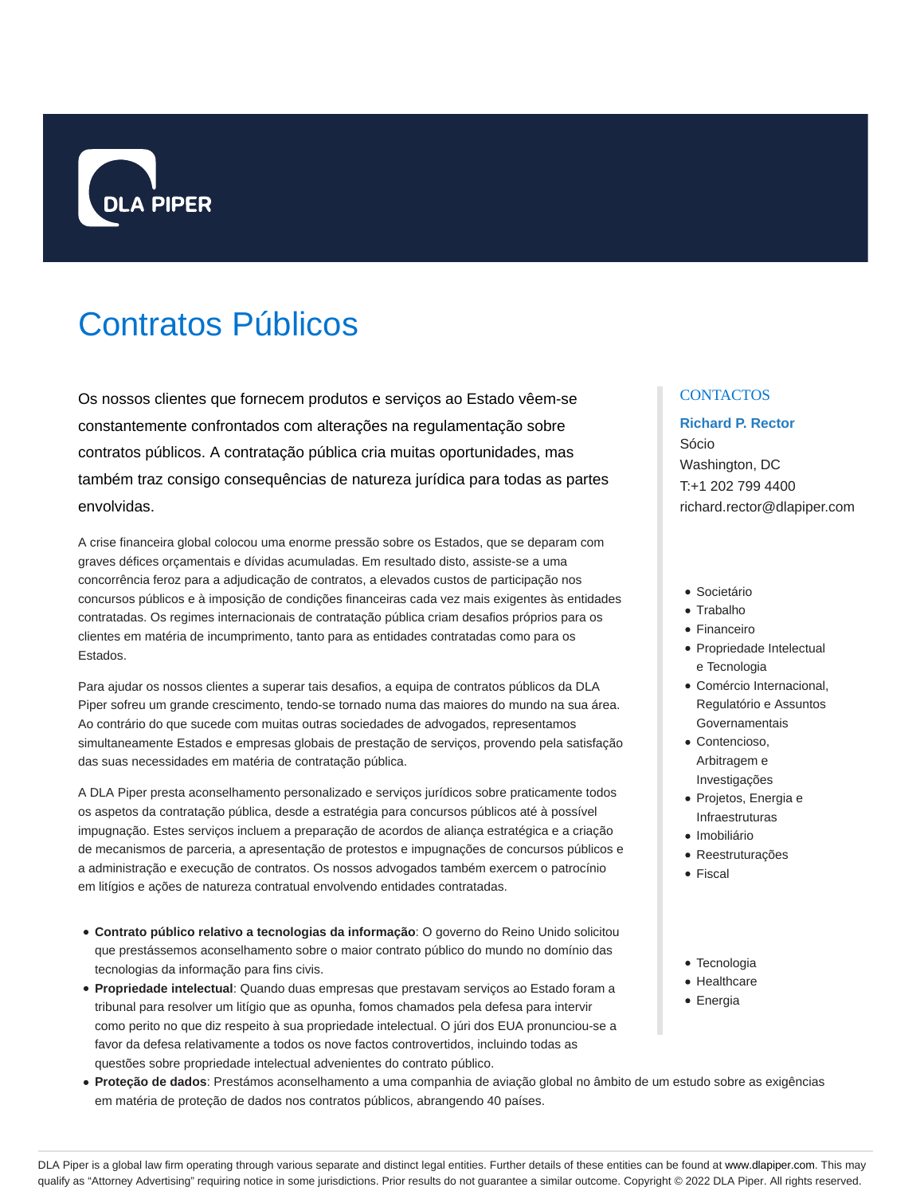DLA PIPER

# Contratos Públicos

Os nossos clientes que fornecem produtos e serviços ao Estado vêem-se constantemente confrontados com alterações na regulamentação sobre contratos públicos. A contratação pública cria muitas oportunidades, mas também traz consigo consequências de natureza jurídica para todas as partes envolvidas.

A crise financeira global colocou uma enorme pressão sobre os Estados, que se deparam com graves défices orçamentais e dívidas acumuladas. Em resultado disto, assiste-se a uma concorrência feroz para a adjudicação de contratos, a elevados custos de participação nos concursos públicos e à imposição de condições financeiras cada vez mais exigentes às entidades contratadas. Os regimes internacionais de contratação pública criam desafios próprios para os clientes em matéria de incumprimento, tanto para as entidades contratadas como para os Estados.

Para ajudar os nossos clientes a superar tais desafios, a equipa de contratos públicos da DLA Piper sofreu um grande crescimento, tendo-se tornado numa das maiores do mundo na sua área. Ao contrário do que sucede com muitas outras sociedades de advogados, representamos simultaneamente Estados e empresas globais de prestação de serviços, provendo pela satisfação das suas necessidades em matéria de contratação pública.

A DLA Piper presta aconselhamento personalizado e serviços jurídicos sobre praticamente todos os aspetos da contratação pública, desde a estratégia para concursos públicos até à possível impugnação. Estes serviços incluem a preparação de acordos de aliança estratégica e a criação de mecanismos de parceria, a apresentação de protestos e impugnações de concursos públicos e a administração e execução de contratos. Os nossos advogados também exercem o patrocínio em litígios e ações de natureza contratual envolvendo entidades contratadas.

- **Contrato público relativo a tecnologias da informação**: O governo do Reino Unido solicitou que prestássemos aconselhamento sobre o maior contrato público do mundo no domínio das tecnologias da informação para fins civis.
- **Propriedade intelectual**: Quando duas empresas que prestavam serviços ao Estado foram a tribunal para resolver um litígio que as opunha, fomos chamados pela defesa para intervir como perito no que diz respeito à sua propriedade intelectual. O júri dos EUA pronunciou-se a favor da defesa relativamente a todos os nove factos controvertidos, incluindo todas as questões sobre propriedade intelectual advenientes do contrato público.
- **Proteção de dados**: Prestámos aconselhamento a uma companhia de aviação global no âmbito de um estudo sobre as exigências em matéria de proteção de dados nos contratos públicos, abrangendo 40 países.

## CONTACTOS

**Richard P. Rector**
Sócio
Washington, DC
T:+1 202 799 4400
richard.rector@dlapiper.com

- Societário
- Trabalho
- Financeiro
- Propriedade Intelectual e Tecnologia
- Comércio Internacional, Regulatório e Assuntos Governamentais
- Contencioso, Arbitragem e Investigações
- Projetos, Energia e Infraestruturas
- Imobiliário
- Reestruturações
- Fiscal

- Tecnologia
- Healthcare
- Energia

DLA Piper is a global law firm operating through various separate and distinct legal entities. Further details of these entities can be found at www.dlapiper.com. This may qualify as "Attorney Advertising" requiring notice in some jurisdictions. Prior results do not guarantee a similar outcome. Copyright © 2022 DLA Piper. All rights reserved.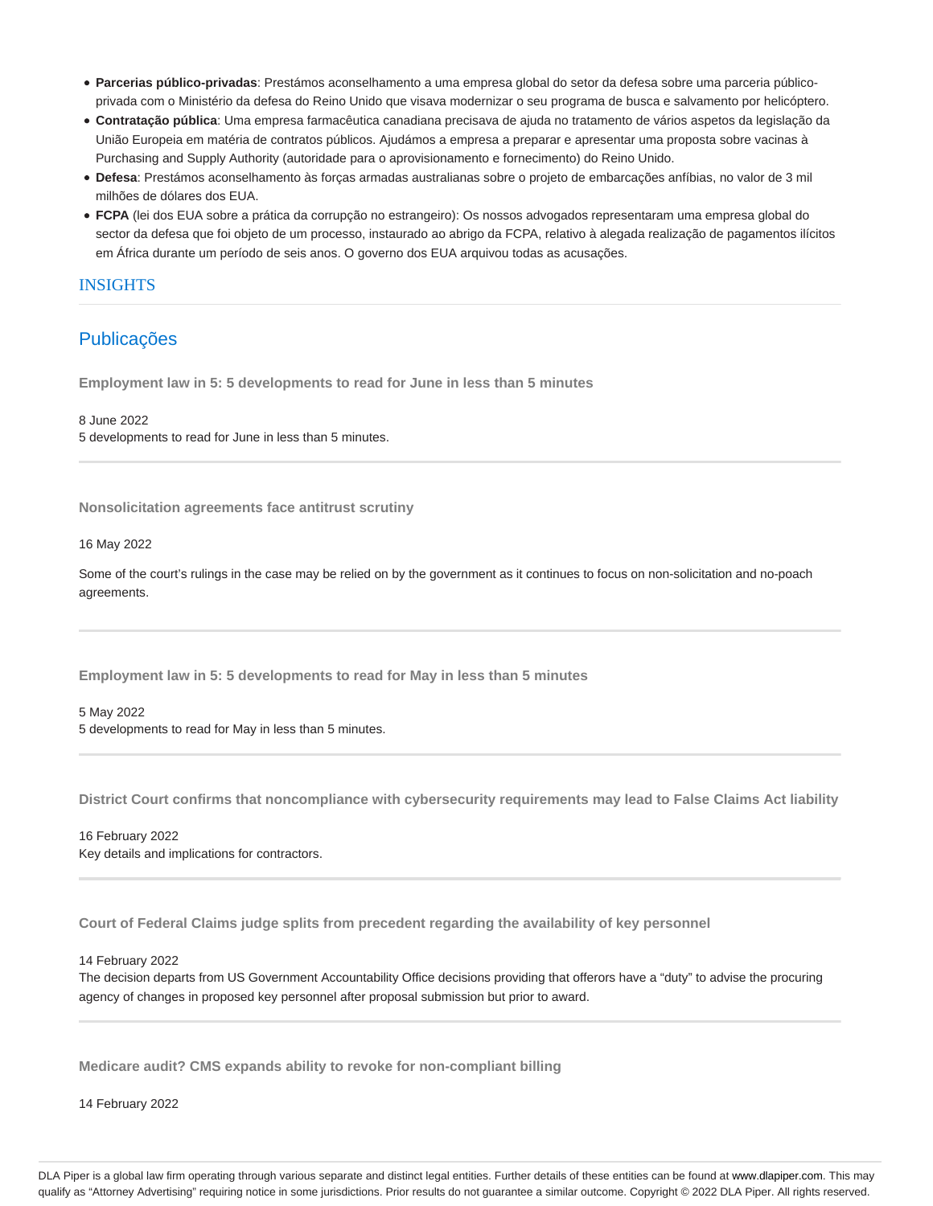- **Parcerias público-privadas**: Prestámos aconselhamento a uma empresa global do setor da defesa sobre uma parceria público-privada com o Ministério da defesa do Reino Unido que visava modernizar o seu programa de busca e salvamento por helicóptero.
- **Contratação pública**: Uma empresa farmacêutica canadiana precisava de ajuda no tratamento de vários aspetos da legislação da União Europeia em matéria de contratos públicos. Ajudámos a empresa a preparar e apresentar uma proposta sobre vacinas à Purchasing and Supply Authority (autoridade para o aprovisionamento e fornecimento) do Reino Unido.
- **Defesa**: Prestámos aconselhamento às forças armadas australianas sobre o projeto de embarcações anfíbias, no valor de 3 mil milhões de dólares dos EUA.
- **FCPA** (lei dos EUA sobre a prática da corrupção no estrangeiro): Os nossos advogados representaram uma empresa global do sector da defesa que foi objeto de um processo, instaurado ao abrigo da FCPA, relativo à alegada realização de pagamentos ilícitos em África durante um período de seis anos. O governo dos EUA arquivou todas as acusações.

## INSIGHTS

## Publicações

**Employment law in 5: 5 developments to read for June in less than 5 minutes**

8 June 2022
5 developments to read for June in less than 5 minutes.

**Nonsolicitation agreements face antitrust scrutiny**

16 May 2022

Some of the court's rulings in the case may be relied on by the government as it continues to focus on non-solicitation and no-poach agreements.

**Employment law in 5: 5 developments to read for May in less than 5 minutes**

5 May 2022
5 developments to read for May in less than 5 minutes.

**District Court confirms that noncompliance with cybersecurity requirements may lead to False Claims Act liability**

16 February 2022
Key details and implications for contractors.

**Court of Federal Claims judge splits from precedent regarding the availability of key personnel**

14 February 2022
The decision departs from US Government Accountability Office decisions providing that offerors have a "duty" to advise the procuring agency of changes in proposed key personnel after proposal submission but prior to award.

**Medicare audit? CMS expands ability to revoke for non-compliant billing**

14 February 2022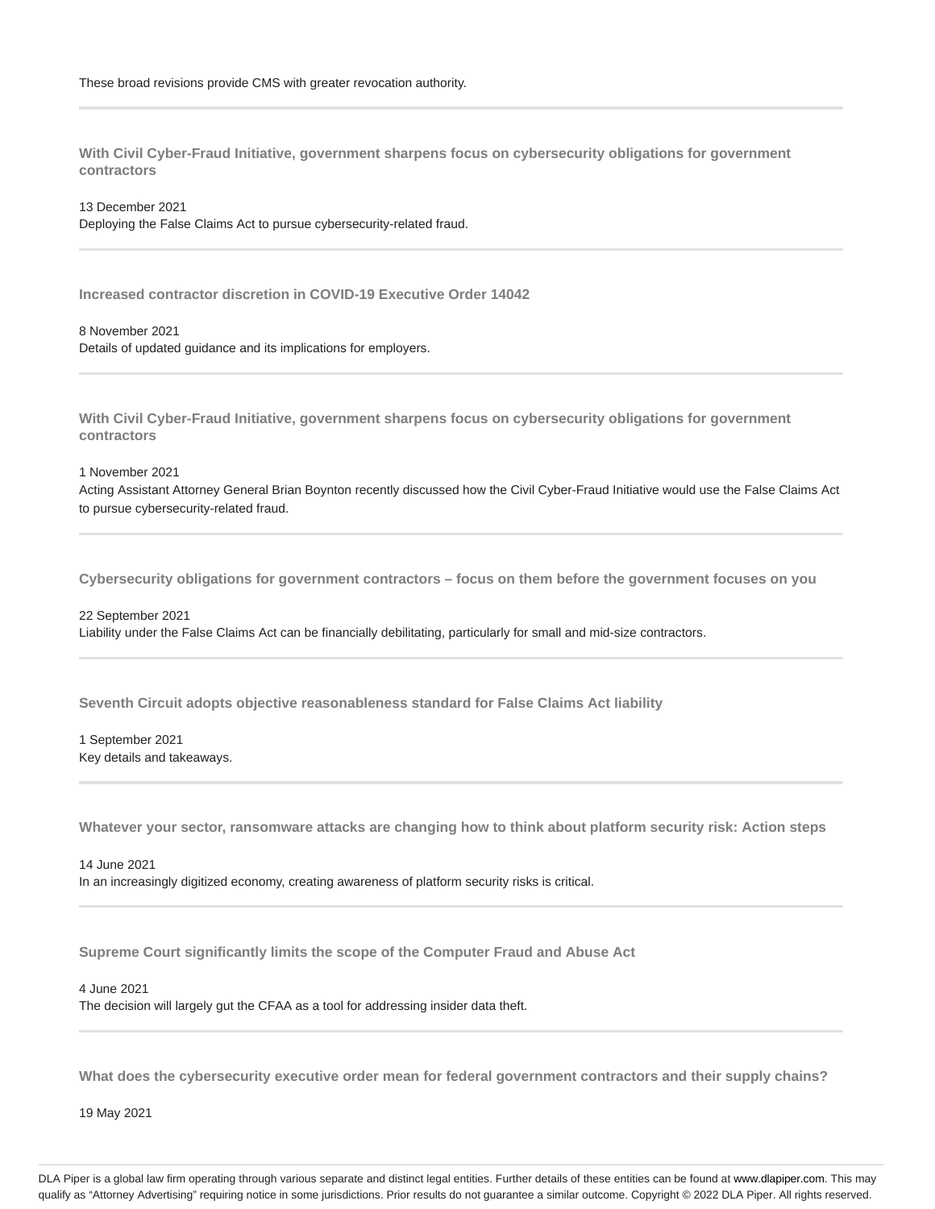These broad revisions provide CMS with greater revocation authority.

---

**With Civil Cyber-Fraud Initiative, government sharpens focus on cybersecurity obligations for government contractors**

13 December 2021
Deploying the False Claims Act to pursue cybersecurity-related fraud.

---

**Increased contractor discretion in COVID-19 Executive Order 14042**

8 November 2021
Details of updated guidance and its implications for employers.

---

**With Civil Cyber-Fraud Initiative, government sharpens focus on cybersecurity obligations for government contractors**

1 November 2021
Acting Assistant Attorney General Brian Boynton recently discussed how the Civil Cyber-Fraud Initiative would use the False Claims Act to pursue cybersecurity-related fraud.

---

**Cybersecurity obligations for government contractors – focus on them before the government focuses on you**

22 September 2021
Liability under the False Claims Act can be financially debilitating, particularly for small and mid-size contractors.

---

**Seventh Circuit adopts objective reasonableness standard for False Claims Act liability**

1 September 2021
Key details and takeaways.

---

**Whatever your sector, ransomware attacks are changing how to think about platform security risk: Action steps**

14 June 2021
In an increasingly digitized economy, creating awareness of platform security risks is critical.

---

**Supreme Court significantly limits the scope of the Computer Fraud and Abuse Act**

4 June 2021
The decision will largely gut the CFAA as a tool for addressing insider data theft.

---

**What does the cybersecurity executive order mean for federal government contractors and their supply chains?**

19 May 2021

DLA Piper is a global law firm operating through various separate and distinct legal entities. Further details of these entities can be found at www.dlapiper.com. This may qualify as "Attorney Advertising" requiring notice in some jurisdictions. Prior results do not guarantee a similar outcome. Copyright © 2022 DLA Piper. All rights reserved.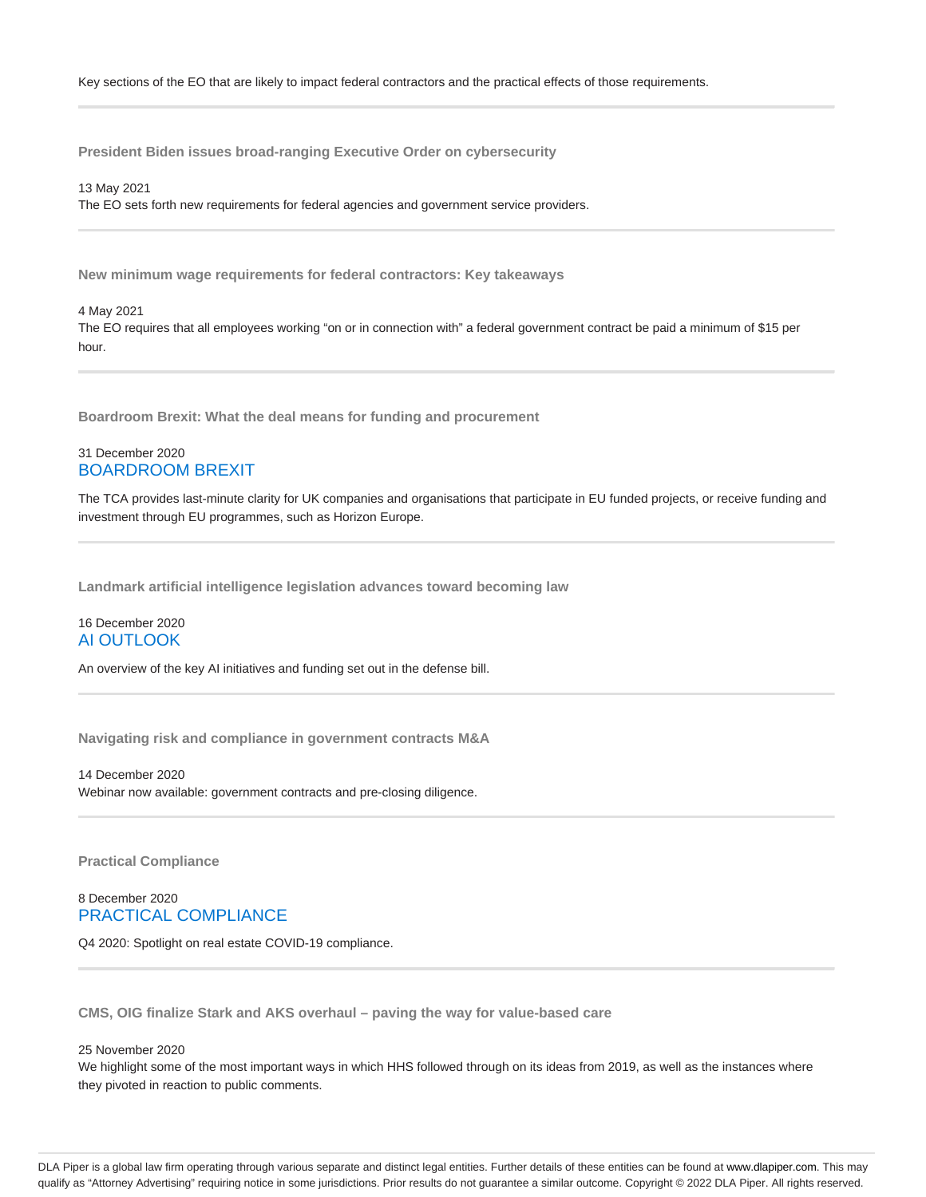Key sections of the EO that are likely to impact federal contractors and the practical effects of those requirements.

---

### President Biden issues broad-ranging Executive Order on cybersecurity

13 May 2021

The EO sets forth new requirements for federal agencies and government service providers.

---

### New minimum wage requirements for federal contractors: Key takeaways

4 May 2021

The EO requires that all employees working "on or in connection with" a federal government contract be paid a minimum of $15 per hour.

---

### Boardroom Brexit: What the deal means for funding and procurement

31 December 2020

BOARDROOM BREXIT

The TCA provides last-minute clarity for UK companies and organisations that participate in EU funded projects, or receive funding and investment through EU programmes, such as Horizon Europe.

---

### Landmark artificial intelligence legislation advances toward becoming law

16 December 2020

AI OUTLOOK

An overview of the key AI initiatives and funding set out in the defense bill.

---

### Navigating risk and compliance in government contracts M&A

14 December 2020

Webinar now available: government contracts and pre-closing diligence.

---

### Practical Compliance

8 December 2020

PRACTICAL COMPLIANCE

Q4 2020: Spotlight on real estate COVID-19 compliance.

---

### CMS, OIG finalize Stark and AKS overhaul – paving the way for value-based care

25 November 2020

We highlight some of the most important ways in which HHS followed through on its ideas from 2019, as well as the instances where they pivoted in reaction to public comments.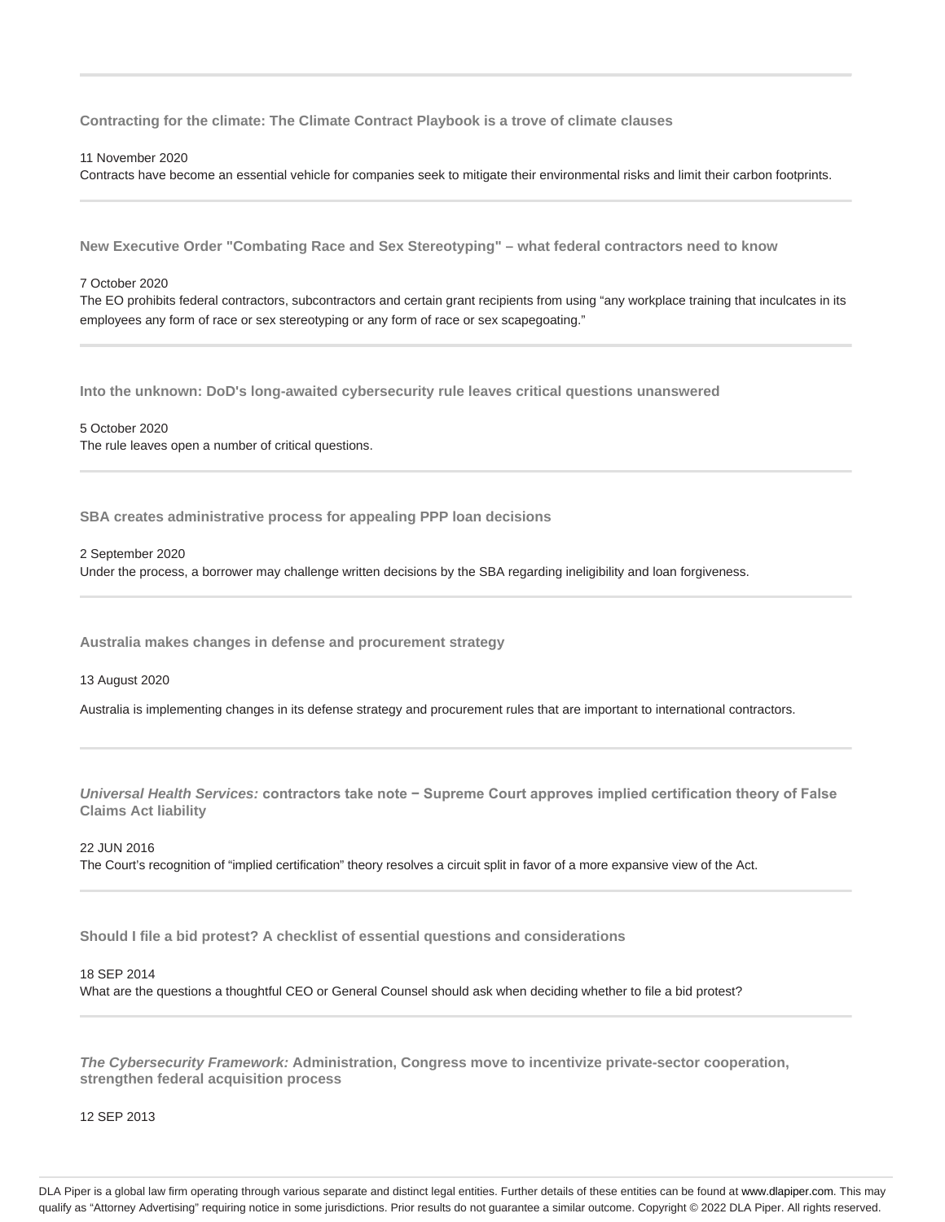---

**Contracting for the climate: The Climate Contract Playbook is a trove of climate clauses**

11 November 2020

Contracts have become an essential vehicle for companies seek to mitigate their environmental risks and limit their carbon footprints.

---

**New Executive Order "Combating Race and Sex Stereotyping" – what federal contractors need to know**

7 October 2020

The EO prohibits federal contractors, subcontractors and certain grant recipients from using "any workplace training that inculcates in its employees any form of race or sex stereotyping or any form of race or sex scapegoating."

---

**Into the unknown: DoD's long-awaited cybersecurity rule leaves critical questions unanswered**

5 October 2020

The rule leaves open a number of critical questions.

---

**SBA creates administrative process for appealing PPP loan decisions**

2 September 2020

Under the process, a borrower may challenge written decisions by the SBA regarding ineligibility and loan forgiveness.

---

**Australia makes changes in defense and procurement strategy**

13 August 2020

Australia is implementing changes in its defense strategy and procurement rules that are important to international contractors.

---

***Universal Health Services:* contractors take note − Supreme Court approves implied certification theory of False Claims Act liability**

22 JUN 2016

The Court's recognition of "implied certification" theory resolves a circuit split in favor of a more expansive view of the Act.

---

**Should I file a bid protest? A checklist of essential questions and considerations**

18 SEP 2014

What are the questions a thoughtful CEO or General Counsel should ask when deciding whether to file a bid protest?

---

***The Cybersecurity Framework:* Administration, Congress move to incentivize private-sector cooperation, strengthen federal acquisition process**

12 SEP 2013

DLA Piper is a global law firm operating through various separate and distinct legal entities. Further details of these entities can be found at www.dlapiper.com. This may qualify as "Attorney Advertising" requiring notice in some jurisdictions. Prior results do not guarantee a similar outcome. Copyright © 2022 DLA Piper. All rights reserved.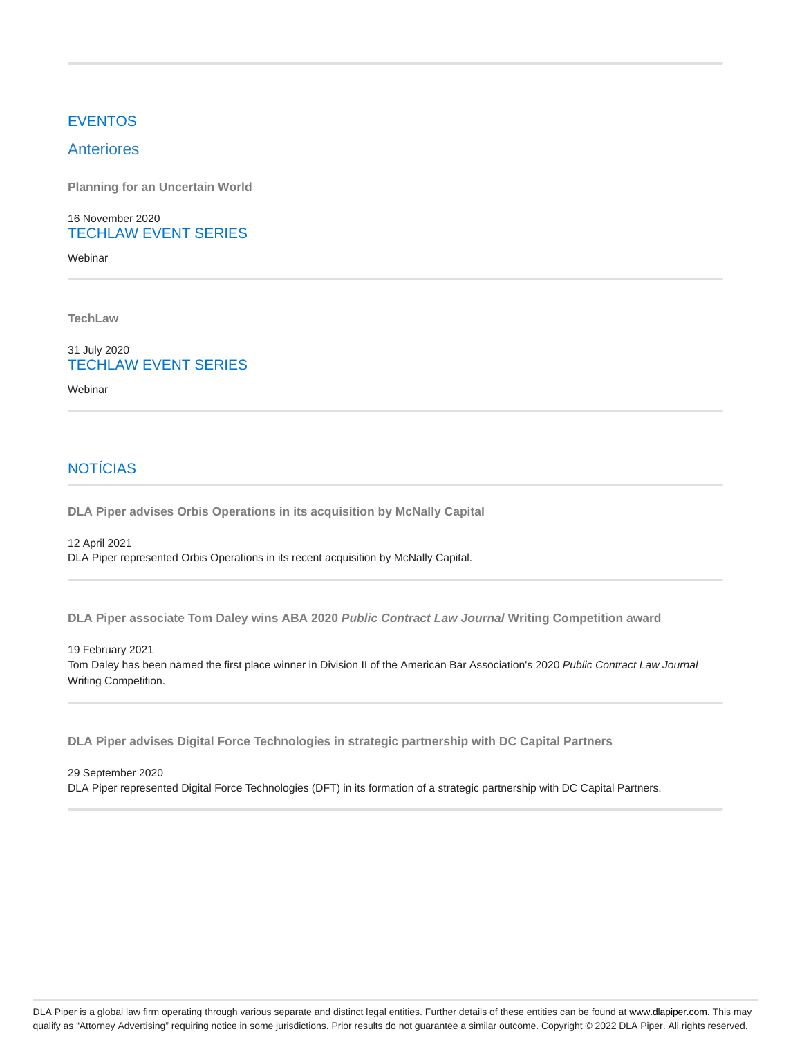## EVENTOS

### Anteriores

**Planning for an Uncertain World**

16 November 2020
TECHLAW EVENT SERIES

Webinar

**TechLaw**

31 July 2020
TECHLAW EVENT SERIES

Webinar

## NOTÍCIAS

**DLA Piper advises Orbis Operations in its acquisition by McNally Capital**

12 April 2021
DLA Piper represented Orbis Operations in its recent acquisition by McNally Capital.

**DLA Piper associate Tom Daley wins ABA 2020 *Public Contract Law Journal* Writing Competition award**

19 February 2021
Tom Daley has been named the first place winner in Division II of the American Bar Association's 2020 *Public Contract Law Journal* Writing Competition.

**DLA Piper advises Digital Force Technologies in strategic partnership with DC Capital Partners**

29 September 2020
DLA Piper represented Digital Force Technologies (DFT) in its formation of a strategic partnership with DC Capital Partners.

DLA Piper is a global law firm operating through various separate and distinct legal entities. Further details of these entities can be found at www.dlapiper.com. This may qualify as "Attorney Advertising" requiring notice in some jurisdictions. Prior results do not guarantee a similar outcome. Copyright © 2022 DLA Piper. All rights reserved.